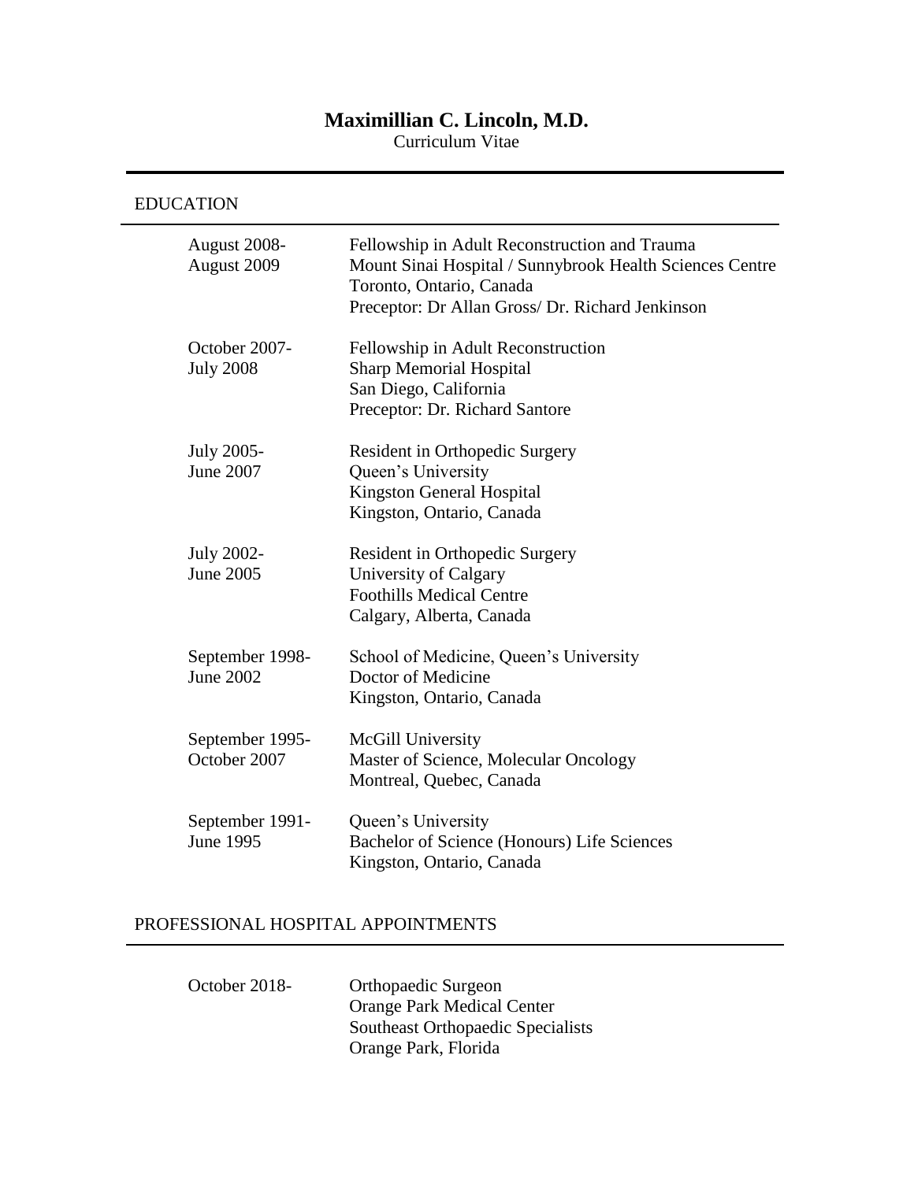# Maximillian C. Lincoln, M.D.

Curriculum Vitae

## EDUCATION

| | |
|---|---|
| August 2008-<br>August 2009 | Fellowship in Adult Reconstruction and Trauma<br>Mount Sinai Hospital / Sunnybrook Health Sciences Centre<br>Toronto, Ontario, Canada<br>Preceptor: Dr Allan Gross/ Dr. Richard Jenkinson |
| October 2007-<br>July 2008 | Fellowship in Adult Reconstruction<br>Sharp Memorial Hospital<br>San Diego, California<br>Preceptor: Dr. Richard Santore |
| July 2005-<br>June 2007 | Resident in Orthopedic Surgery<br>Queen's University<br>Kingston General Hospital<br>Kingston, Ontario, Canada |
| July 2002-<br>June 2005 | Resident in Orthopedic Surgery<br>University of Calgary<br>Foothills Medical Centre<br>Calgary, Alberta, Canada |
| September 1998-<br>June 2002 | School of Medicine, Queen's University<br>Doctor of Medicine<br>Kingston, Ontario, Canada |
| September 1995-<br>October 2007 | McGill University<br>Master of Science, Molecular Oncology<br>Montreal, Quebec, Canada |
| September 1991-<br>June 1995 | Queen's University<br>Bachelor of Science (Honours) Life Sciences<br>Kingston, Ontario, Canada |

## PROFESSIONAL HOSPITAL APPOINTMENTS

| | |
|---|---|
| October 2018- | Orthopaedic Surgeon<br>Orange Park Medical Center<br>Southeast Orthopaedic Specialists<br>Orange Park, Florida |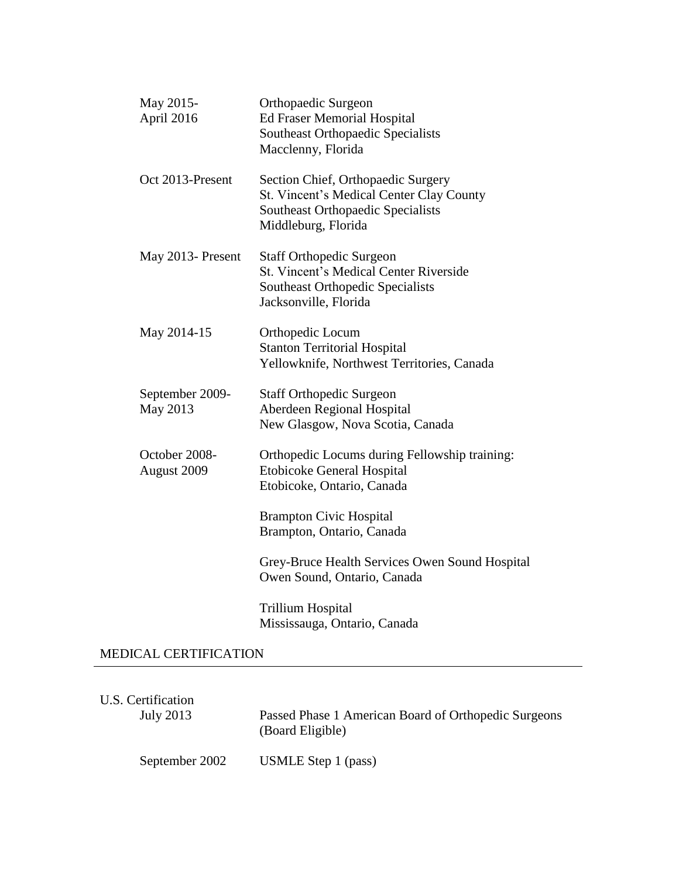| | |
|---|---|
| May 2015-<br>April 2016 | Orthopaedic Surgeon<br>Ed Fraser Memorial Hospital<br>Southeast Orthopaedic Specialists<br>Macclenny, Florida |
| Oct 2013-Present | Section Chief, Orthopaedic Surgery<br>St. Vincent's Medical Center Clay County<br>Southeast Orthopaedic Specialists<br>Middleburg, Florida |
| May 2013- Present | Staff Orthopedic Surgeon<br>St. Vincent's Medical Center Riverside<br>Southeast Orthopedic Specialists<br>Jacksonville, Florida |
| May 2014-15 | Orthopedic Locum<br>Stanton Territorial Hospital<br>Yellowknife, Northwest Territories, Canada |
| September 2009-<br>May 2013 | Staff Orthopedic Surgeon<br>Aberdeen Regional Hospital<br>New Glasgow, Nova Scotia, Canada |
| October 2008-<br>August 2009 | Orthopedic Locums during Fellowship training:<br>Etobicoke General Hospital<br>Etobicoke, Ontario, Canada<br><br>Brampton Civic Hospital<br>Brampton, Ontario, Canada<br><br>Grey-Bruce Health Services Owen Sound Hospital<br>Owen Sound, Ontario, Canada<br><br>Trillium Hospital<br>Mississauga, Ontario, Canada |

## MEDICAL CERTIFICATION

U.S. Certification

| | |
|---|---|
| July 2013 | Passed Phase 1 American Board of Orthopedic Surgeons (Board Eligible) |
| September 2002 | USMLE Step 1 (pass) |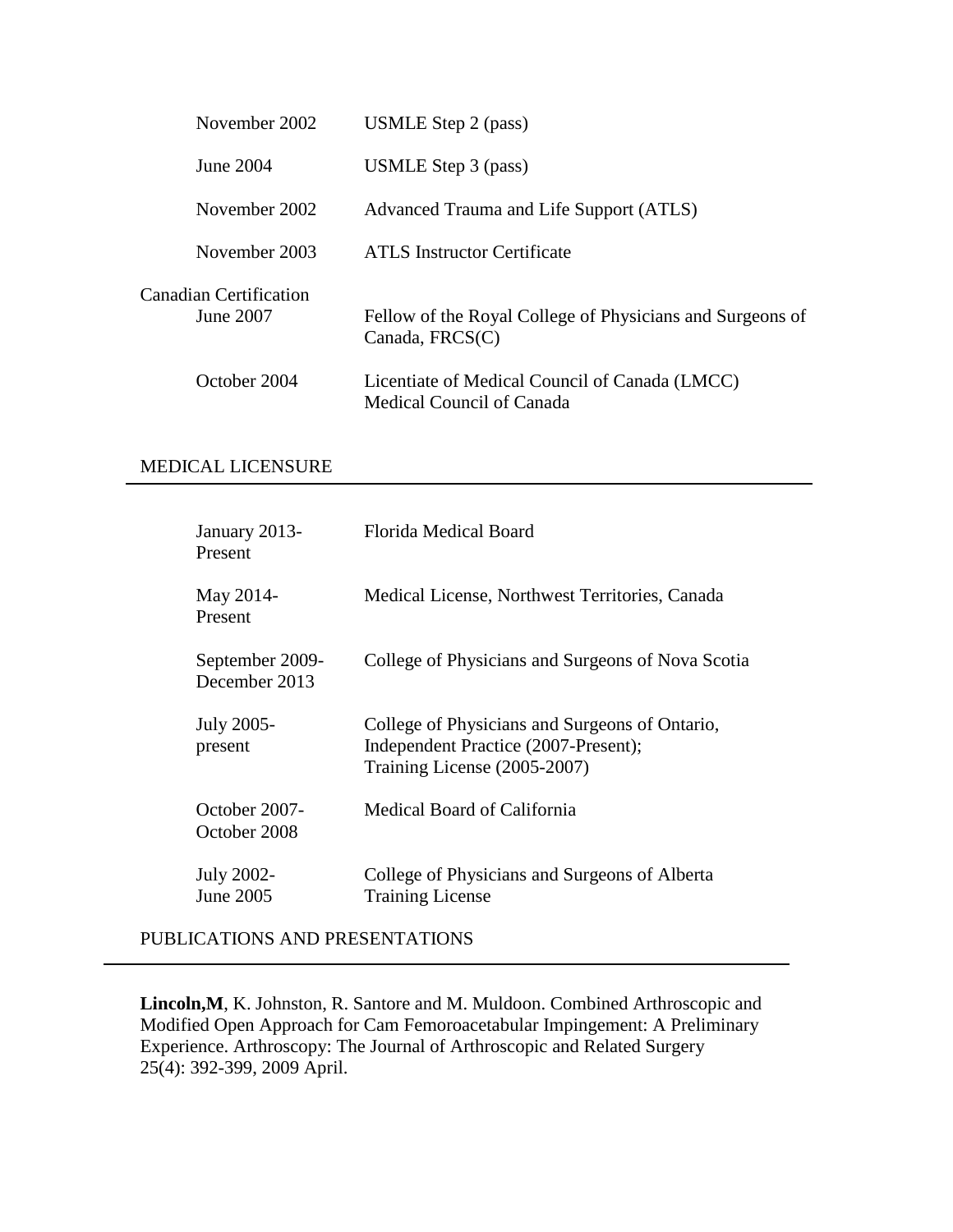| | |
|---|---|
| November 2002 | USMLE Step 2 (pass) |
| June 2004 | USMLE Step 3 (pass) |
| November 2002 | Advanced Trauma and Life Support (ATLS) |
| November 2003 | ATLS Instructor Certificate |

Canadian Certification

| | |
|---|---|
| June 2007 | Fellow of the Royal College of Physicians and Surgeons of Canada, FRCS(C) |
| October 2004 | Licentiate of Medical Council of Canada (LMCC) Medical Council of Canada |

## MEDICAL LICENSURE

| | |
|---|---|
| January 2013-Present | Florida Medical Board |
| May 2014-Present | Medical License, Northwest Territories, Canada |
| September 2009-December 2013 | College of Physicians and Surgeons of Nova Scotia |
| July 2005-present | College of Physicians and Surgeons of Ontario, Independent Practice (2007-Present); Training License (2005-2007) |
| October 2007-October 2008 | Medical Board of California |
| July 2002-June 2005 | College of Physicians and Surgeons of Alberta Training License |

## PUBLICATIONS AND PRESENTATIONS

**Lincoln,M**, K. Johnston, R. Santore and M. Muldoon. Combined Arthroscopic and Modified Open Approach for Cam Femoroacetabular Impingement: A Preliminary Experience. Arthroscopy: The Journal of Arthroscopic and Related Surgery 25(4): 392-399, 2009 April.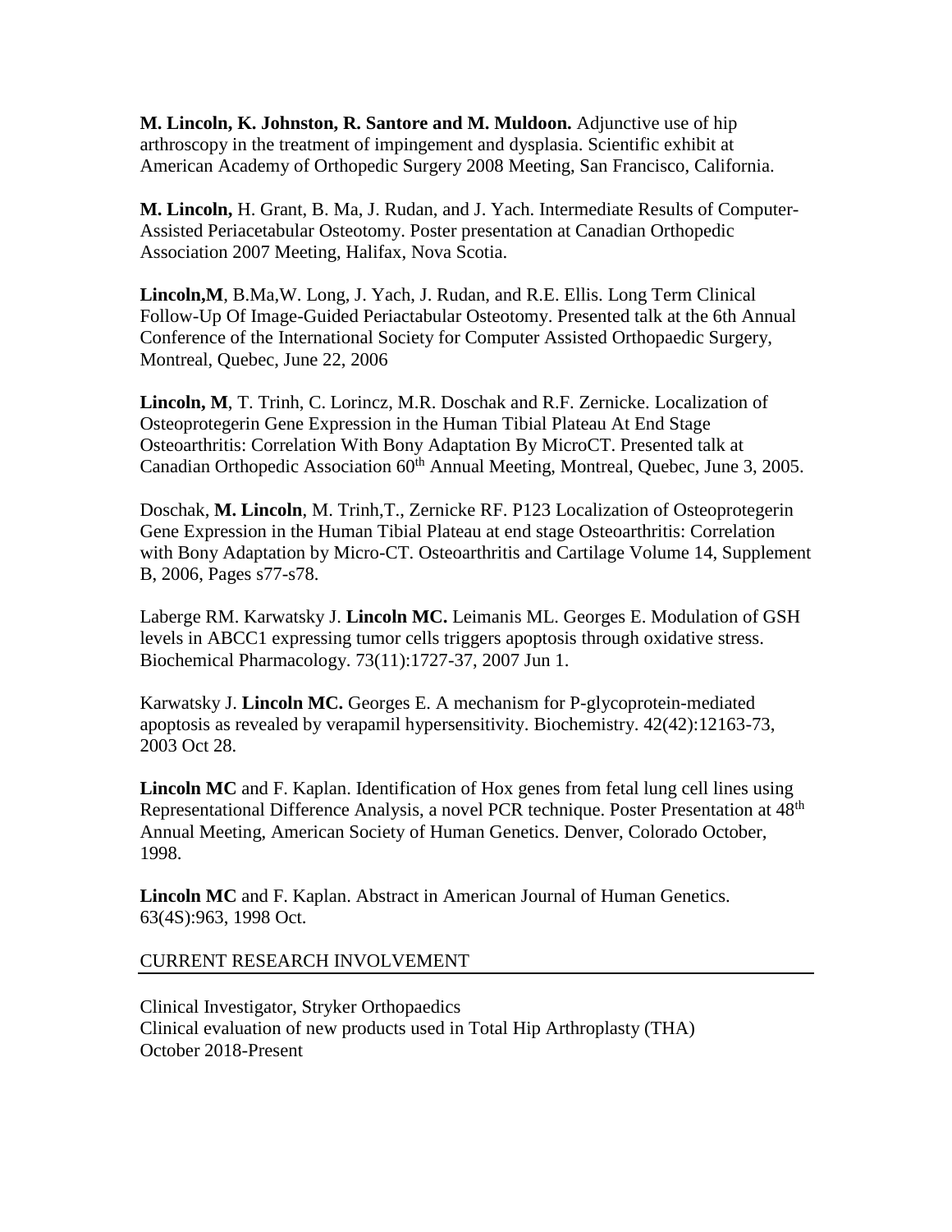**M. Lincoln, K. Johnston, R. Santore and M. Muldoon.** Adjunctive use of hip arthroscopy in the treatment of impingement and dysplasia. Scientific exhibit at American Academy of Orthopedic Surgery 2008 Meeting, San Francisco, California.

**M. Lincoln,** H. Grant, B. Ma, J. Rudan, and J. Yach. Intermediate Results of Computer-Assisted Periacetabular Osteotomy. Poster presentation at Canadian Orthopedic Association 2007 Meeting, Halifax, Nova Scotia.

**Lincoln,M**, B.Ma,W. Long, J. Yach, J. Rudan, and R.E. Ellis. Long Term Clinical Follow-Up Of Image-Guided Periactabular Osteotomy. Presented talk at the 6th Annual Conference of the International Society for Computer Assisted Orthopaedic Surgery, Montreal, Quebec, June 22, 2006

**Lincoln, M**, T. Trinh, C. Lorincz, M.R. Doschak and R.F. Zernicke. Localization of Osteoprotegerin Gene Expression in the Human Tibial Plateau At End Stage Osteoarthritis: Correlation With Bony Adaptation By MicroCT. Presented talk at Canadian Orthopedic Association 60th Annual Meeting, Montreal, Quebec, June 3, 2005.

Doschak, **M. Lincoln**, M. Trinh,T., Zernicke RF. P123 Localization of Osteoprotegerin Gene Expression in the Human Tibial Plateau at end stage Osteoarthritis: Correlation with Bony Adaptation by Micro-CT. Osteoarthritis and Cartilage Volume 14, Supplement B, 2006, Pages s77-s78.

Laberge RM. Karwatsky J. **Lincoln MC.** Leimanis ML. Georges E. Modulation of GSH levels in ABCC1 expressing tumor cells triggers apoptosis through oxidative stress. Biochemical Pharmacology. 73(11):1727-37, 2007 Jun 1.

Karwatsky J. **Lincoln MC.** Georges E. A mechanism for P-glycoprotein-mediated apoptosis as revealed by verapamil hypersensitivity. Biochemistry. 42(42):12163-73, 2003 Oct 28.

**Lincoln MC** and F. Kaplan. Identification of Hox genes from fetal lung cell lines using Representational Difference Analysis, a novel PCR technique. Poster Presentation at 48th Annual Meeting, American Society of Human Genetics. Denver, Colorado October, 1998.

**Lincoln MC** and F. Kaplan. Abstract in American Journal of Human Genetics. 63(4S):963, 1998 Oct.

## CURRENT RESEARCH INVOLVEMENT

Clinical Investigator, Stryker Orthopaedics
Clinical evaluation of new products used in Total Hip Arthroplasty (THA)
October 2018-Present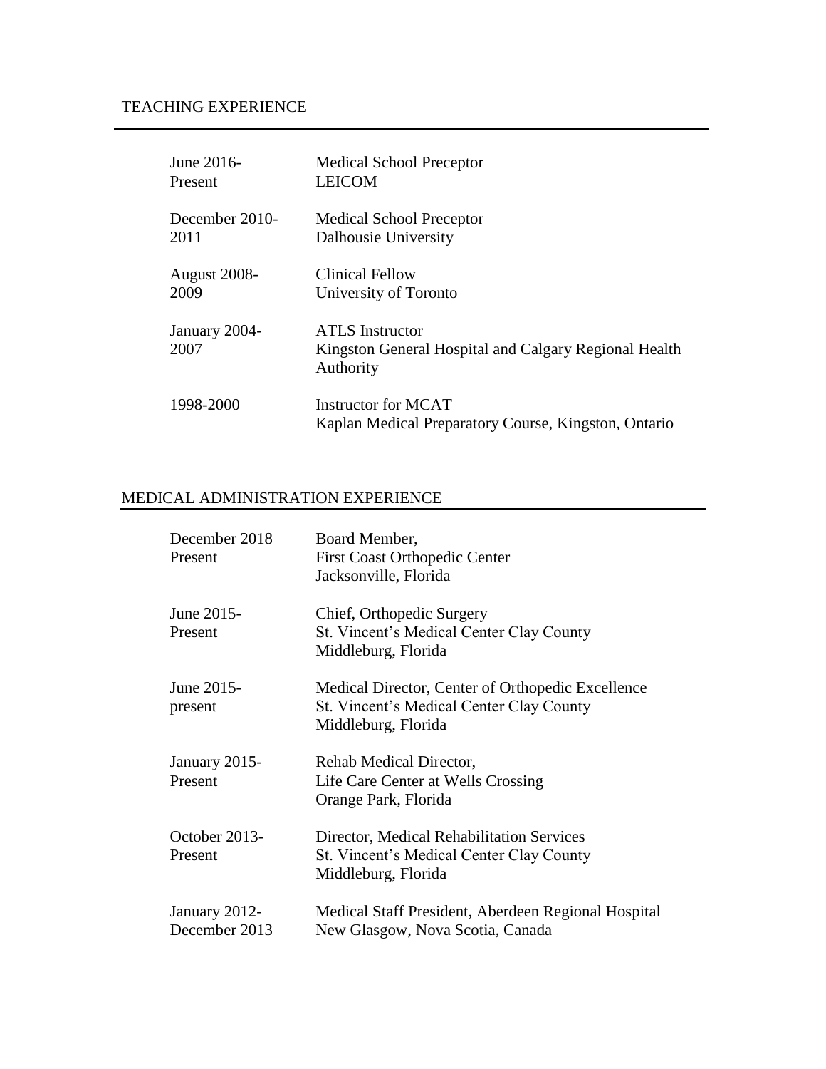## TEACHING EXPERIENCE

| | |
|---|---|
| June 2016-Present | Medical School Preceptor<br>LEICOM |
| December 2010-2011 | Medical School Preceptor<br>Dalhousie University |
| August 2008-2009 | Clinical Fellow<br>University of Toronto |
| January 2004-2007 | ATLS Instructor<br>Kingston General Hospital and Calgary Regional Health Authority |
| 1998-2000 | Instructor for MCAT<br>Kaplan Medical Preparatory Course, Kingston, Ontario |

## MEDICAL ADMINISTRATION EXPERIENCE

| | |
|---|---|
| December 2018 Present | Board Member,<br>First Coast Orthopedic Center<br>Jacksonville, Florida |
| June 2015-Present | Chief, Orthopedic Surgery<br>St. Vincent's Medical Center Clay County<br>Middleburg, Florida |
| June 2015-present | Medical Director, Center of Orthopedic Excellence<br>St. Vincent's Medical Center Clay County<br>Middleburg, Florida |
| January 2015-Present | Rehab Medical Director,<br>Life Care Center at Wells Crossing<br>Orange Park, Florida |
| October 2013-Present | Director, Medical Rehabilitation Services<br>St. Vincent's Medical Center Clay County<br>Middleburg, Florida |
| January 2012-December 2013 | Medical Staff President, Aberdeen Regional Hospital<br>New Glasgow, Nova Scotia, Canada |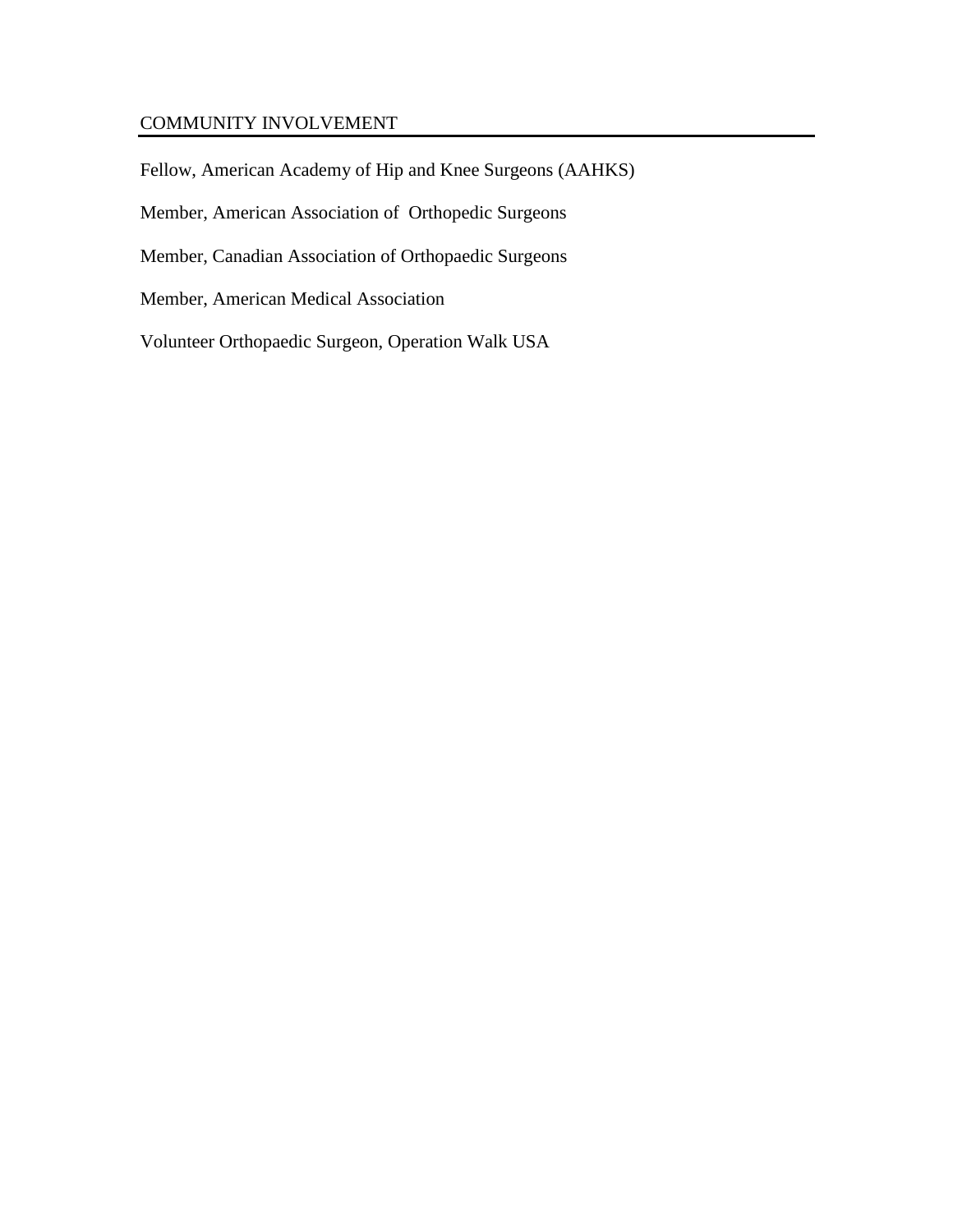## COMMUNITY INVOLVEMENT

Fellow, American Academy of Hip and Knee Surgeons (AAHKS)

Member, American Association of Orthopedic Surgeons

Member, Canadian Association of Orthopaedic Surgeons

Member, American Medical Association

Volunteer Orthopaedic Surgeon, Operation Walk USA